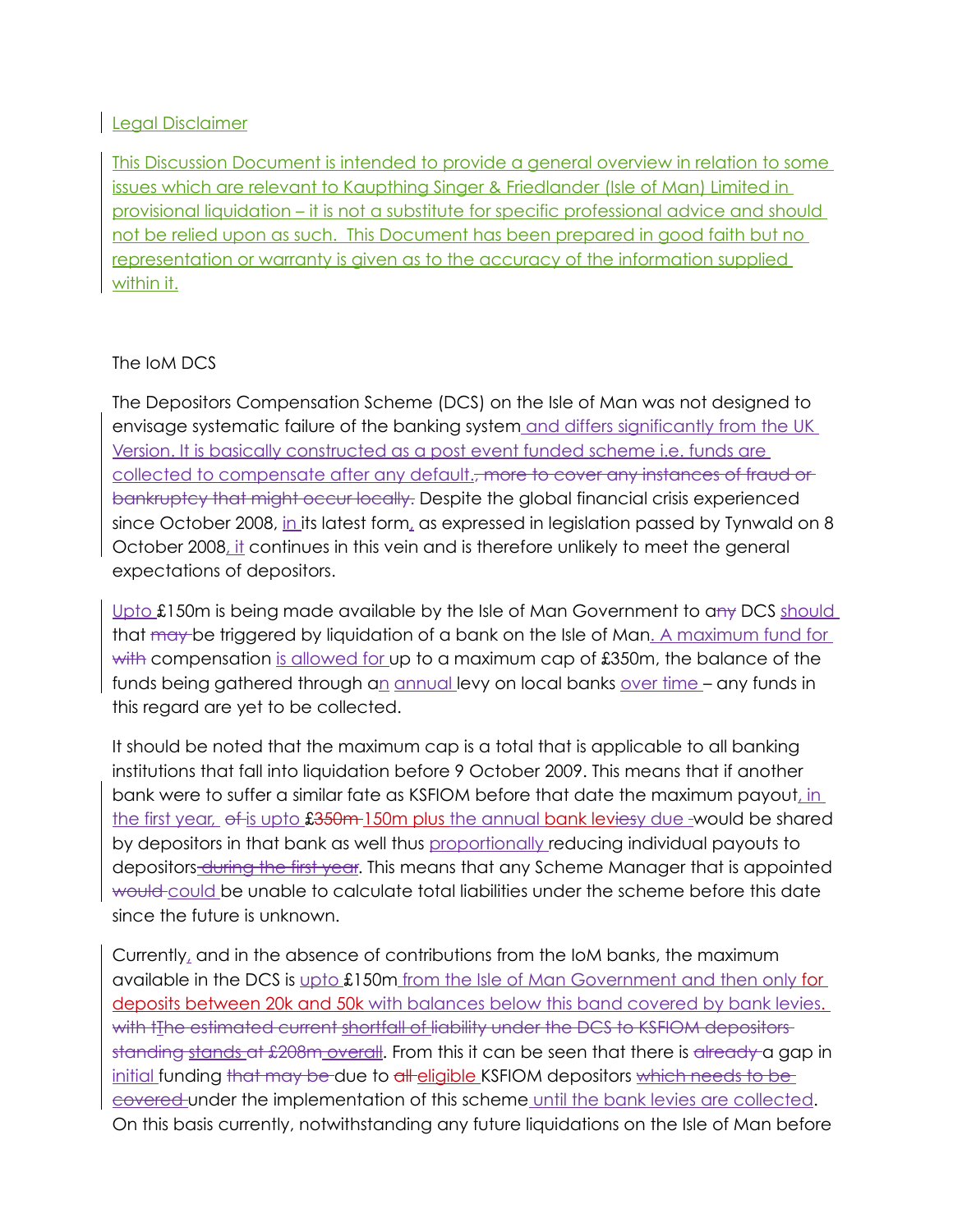Legal Disclaimer

This Discussion Document is intended to provide a general overview in relation to some issues which are relevant to Kaupthing Singer & Friedlander (Isle of Man) Limited in provisional liquidation – it is not a substitute for specific professional advice and should not be relied upon as such. This Document has been prepared in good faith but no representation or warranty is given as to the accuracy of the information supplied within it.

The IoM DCS

The Depositors Compensation Scheme (DCS) on the Isle of Man was not designed to envisage systematic failure of the banking system and differs significantly from the UK Version. It is basically constructed as a post event funded scheme i.e. funds are collected to compensate after any default.~~, more to cover any instances of fraud or bankruptcy that might occur locally.~~ Despite the global financial crisis experienced since October 2008, in its latest form, as expressed in legislation passed by Tynwald on 8 October 2008, it continues in this vein and is therefore unlikely to meet the general expectations of depositors.

Upto £150m is being made available by the Isle of Man Government to a~~ny~~ DCS should that ~~may~~ be triggered by liquidation of a bank on the Isle of Man. A maximum fund for ~~with~~ compensation is allowed for up to a maximum cap of £350m, the balance of the funds being gathered through an annual levy on local banks over time – any funds in this regard are yet to be collected.

It should be noted that the maximum cap is a total that is applicable to all banking institutions that fall into liquidation before 9 October 2009. This means that if another bank were to suffer a similar fate as KSFIOM before that date the maximum payout, in the first year, ~~of~~ is upto £~~350m~~ 150m plus the annual bank lev~~ies~~y due ~~-~~would be shared by depositors in that bank as well thus proportionally reducing individual payouts to depositors~~ during the first year~~. This means that any Scheme Manager that is appointed ~~would~~ could be unable to calculate total liabilities under the scheme before this date since the future is unknown.

Currently, and in the absence of contributions from the IoM banks, the maximum available in the DCS is upto £150m from the Isle of Man Government and then only for deposits between 20k and 50k with balances below this band covered by bank levies. ~~with t~~The ~~estimated current~~ shortfall of ~~liability under the DCS to KSFIOM depositors standing stands at £208m overall~~. From this it can be seen that there is ~~already~~ a gap in initial funding ~~that may be~~ due to ~~all~~ eligible KSFIOM depositors ~~which needs to be covered~~ under the implementation of this scheme until the bank levies are collected. On this basis currently, notwithstanding any future liquidations on the Isle of Man before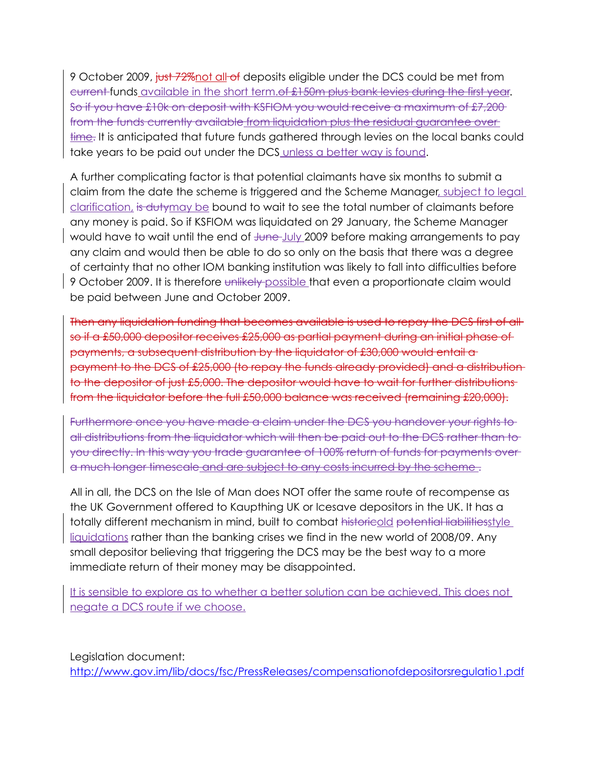9 October 2009, ~~just 72%~~not all ~~of~~ deposits eligible under the DCS could be met from ~~current~~ funds available in the short term.~~of £150m plus bank levies during the first year~~. ~~So if you have £10k on deposit with KSFIOM you would receive a maximum of £7,200 from the funds currently available from liquidation plus the residual guarantee over time.~~ It is anticipated that future funds gathered through levies on the local banks could take years to be paid out under the DCS unless a better way is found.

A further complicating factor is that potential claimants have six months to submit a claim from the date the scheme is triggered and the Scheme Manager, subject to legal clarification, ~~is duty~~may be bound to wait to see the total number of claimants before any money is paid. So if KSFIOM was liquidated on 29 January, the Scheme Manager would have to wait until the end of ~~June~~ July 2009 before making arrangements to pay any claim and would then be able to do so only on the basis that there was a degree of certainty that no other IOM banking institution was likely to fall into difficulties before 9 October 2009. It is therefore ~~unlikely~~ possible that even a proportionate claim would be paid between June and October 2009.

~~Then any liquidation funding that becomes available is used to repay the DCS first of all so if a £50,000 depositor receives £25,000 as partial payment during an initial phase of payments, a subsequent distribution by the liquidator of £30,000 would entail a payment to the DCS of £25,000 (to repay the funds already provided) and a distribution to the depositor of just £5,000. The depositor would have to wait for further distributions from the liquidator before the full £50,000 balance was received (remaining £20,000).~~

~~Furthermore once you have made a claim under the DCS you handover your rights to all distributions from the liquidator which will then be paid out to the DCS rather than to you directly. In this way you trade guarantee of 100% return of funds for payments over a much longer timescale and are subject to any costs incurred by the scheme .~~

All in all, the DCS on the Isle of Man does NOT offer the same route of recompense as the UK Government offered to Kaupthing UK or Icesave depositors in the UK. It has a totally different mechanism in mind, built to combat ~~historic~~old ~~potential liabilities~~style liquidations rather than the banking crises we find in the new world of 2008/09. Any small depositor believing that triggering the DCS may be the best way to a more immediate return of their money may be disappointed.

It is sensible to explore as to whether a better solution can be achieved. This does not negate a DCS route if we choose.

Legislation document:
http://www.gov.im/lib/docs/fsc/PressReleases/compensationofdepositorsregulatio1.pdf